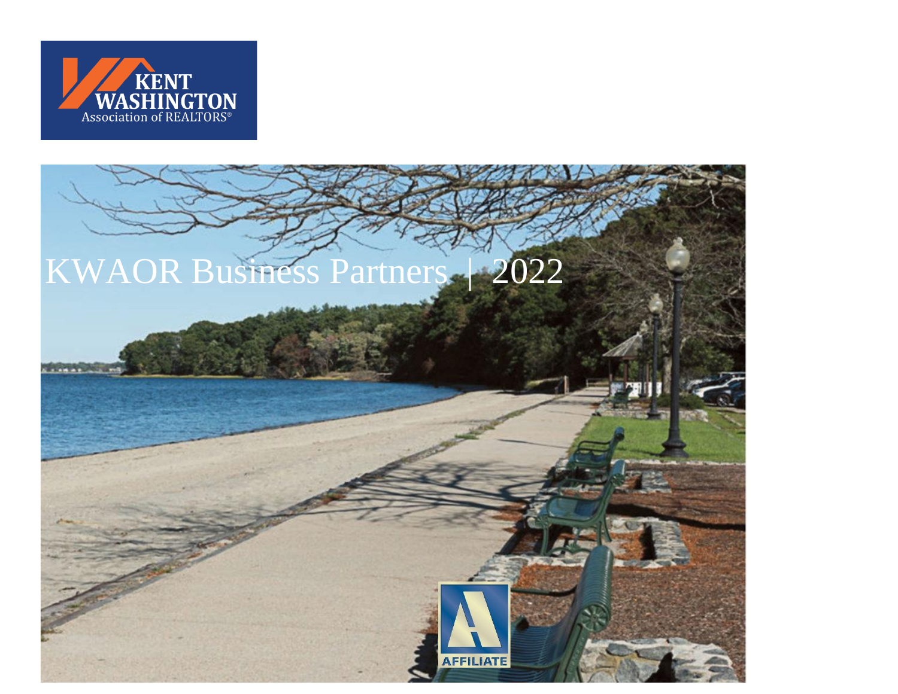KENT WASHINGTON Association of REALTORS®

# KWAOR Business Partners | 2022

AFFILIATE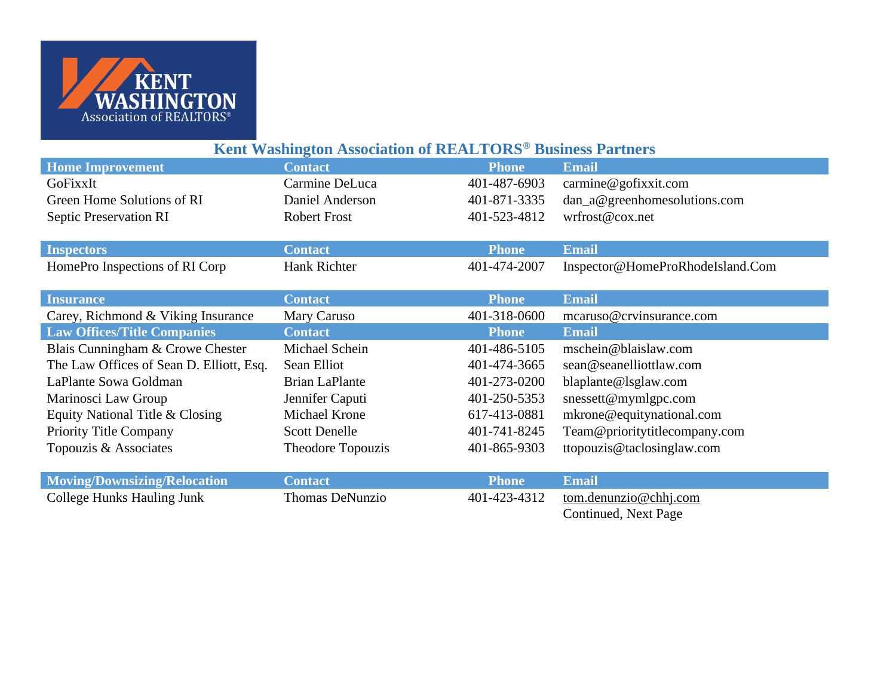KENT WASHINGTON Association of REALTORS®

## Kent Washington Association of REALTORS® Business Partners

| Home Improvement | Contact | Phone | Email |
|---|---|---|---|
| GoFixxIt | Carmine DeLuca | 401-487-6903 | carmine@gofixxit.com |
| Green Home Solutions of RI | Daniel Anderson | 401-871-3335 | dan_a@greenhomesolutions.com |
| Septic Preservation RI | Robert Frost | 401-523-4812 | wrfrost@cox.net |

| Inspectors | Contact | Phone | Email |
|---|---|---|---|
| HomePro Inspections of RI Corp | Hank Richter | 401-474-2007 | Inspector@HomeProRhodeIsland.Com |

| Insurance | Contact | Phone | Email |
|---|---|---|---|
| Carey, Richmond & Viking Insurance | Mary Caruso | 401-318-0600 | mcaruso@crvinsurance.com |

| Law Offices/Title Companies | Contact | Phone | Email |
|---|---|---|---|
| Blais Cunningham & Crowe Chester | Michael Schein | 401-486-5105 | mschein@blaislaw.com |
| The Law Offices of Sean D. Elliott, Esq. | Sean Elliot | 401-474-3665 | sean@seanelliottlaw.com |
| LaPlante Sowa Goldman | Brian LaPlante | 401-273-0200 | blaplante@lsglaw.com |
| Marinosci Law Group | Jennifer Caputi | 401-250-5353 | snessett@mymlgpc.com |
| Equity National Title & Closing | Michael Krone | 617-413-0881 | mkrone@equitynational.com |
| Priority Title Company | Scott Denelle | 401-741-8245 | Team@prioritytitlecompany.com |
| Topouzis & Associates | Theodore Topouzis | 401-865-9303 | ttopouzis@taclosinglaw.com |

| Moving/Downsizing/Relocation | Contact | Phone | Email |
|---|---|---|---|
| College Hunks Hauling Junk | Thomas DeNunzio | 401-423-4312 | tom.denunzio@chhj.com |

Continued, Next Page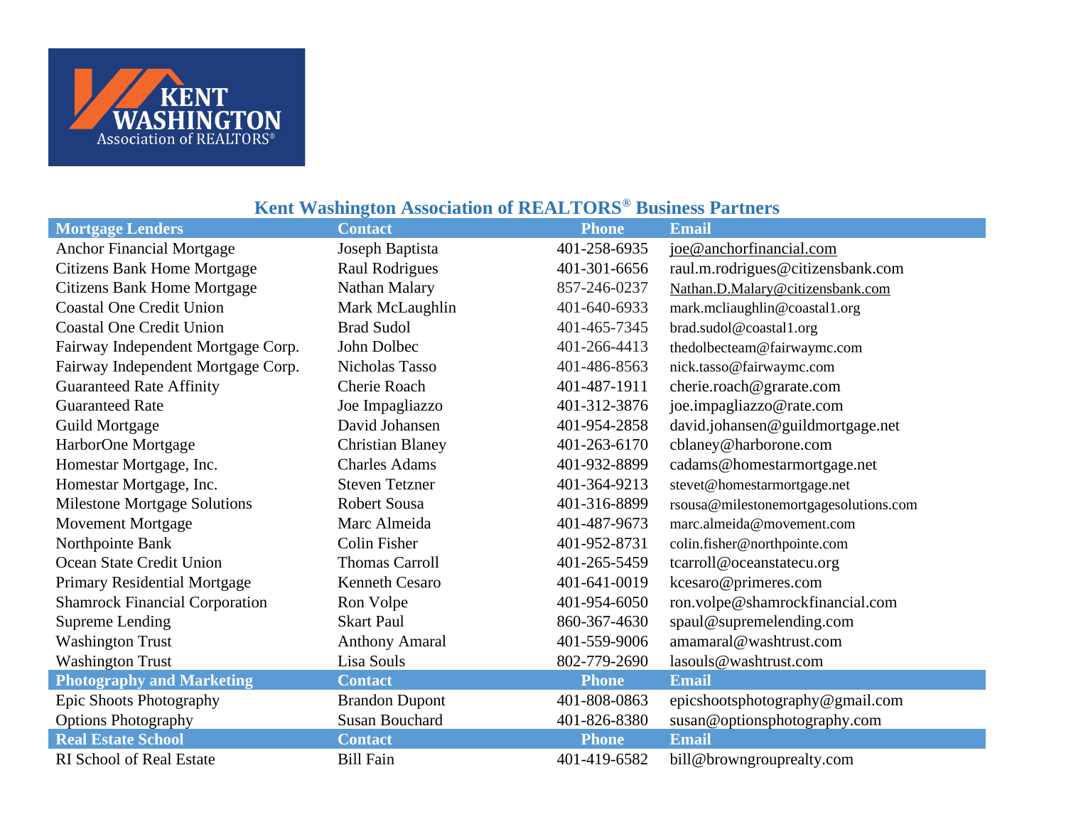# Kent Washington Association of REALTORS® Business Partners

| Mortgage Lenders | Contact | Phone | Email |
|---|---|---|---|
| Anchor Financial Mortgage | Joseph Baptista | 401-258-6935 | joe@anchorfinancial.com |
| Citizens Bank Home Mortgage | Raul Rodrigues | 401-301-6656 | raul.m.rodrigues@citizensbank.com |
| Citizens Bank Home Mortgage | Nathan Malary | 857-246-0237 | Nathan.D.Malary@citizensbank.com |
| Coastal One Credit Union | Mark McLaughlin | 401-640-6933 | mark.mcliaughlin@coastal1.org |
| Coastal One Credit Union | Brad Sudol | 401-465-7345 | brad.sudol@coastal1.org |
| Fairway Independent Mortgage Corp. | John Dolbec | 401-266-4413 | thedolbecteam@fairwaymc.com |
| Fairway Independent Mortgage Corp. | Nicholas Tasso | 401-486-8563 | nick.tasso@fairwaymc.com |
| Guaranteed Rate Affinity | Cherie Roach | 401-487-1911 | cherie.roach@grarate.com |
| Guaranteed Rate | Joe Impagliazzo | 401-312-3876 | joe.impagliazzo@rate.com |
| Guild Mortgage | David Johansen | 401-954-2858 | david.johansen@guildmortgage.net |
| HarborOne Mortgage | Christian Blaney | 401-263-6170 | cblaney@harborone.com |
| Homestar Mortgage, Inc. | Charles Adams | 401-932-8899 | cadams@homestarmortgage.net |
| Homestar Mortgage, Inc. | Steven Tetzner | 401-364-9213 | stevet@homestarmortgage.net |
| Milestone Mortgage Solutions | Robert Sousa | 401-316-8899 | rsousa@milestonemortgagesolutions.com |
| Movement Mortgage | Marc Almeida | 401-487-9673 | marc.almeida@movement.com |
| Northpointe Bank | Colin Fisher | 401-952-8731 | colin.fisher@northpointe.com |
| Ocean State Credit Union | Thomas Carroll | 401-265-5459 | tcarroll@oceanstatecu.org |
| Primary Residential Mortgage | Kenneth Cesaro | 401-641-0019 | kcesaro@primeres.com |
| Shamrock Financial Corporation | Ron Volpe | 401-954-6050 | ron.volpe@shamrockfinancial.com |
| Supreme Lending | Skart Paul | 860-367-4630 | spaul@supremelending.com |
| Washington Trust | Anthony Amaral | 401-559-9006 | amamaral@washtrust.com |
| Washington Trust | Lisa Souls | 802-779-2690 | lasouls@washtrust.com |
| **Photography and Marketing** | **Contact** | **Phone** | **Email** |
| Epic Shoots Photography | Brandon Dupont | 401-808-0863 | epicshootsphotography@gmail.com |
| Options Photography | Susan Bouchard | 401-826-8380 | susan@optionsphotography.com |
| **Real Estate School** | **Contact** | **Phone** | **Email** |
| RI School of Real Estate | Bill Fain | 401-419-6582 | bill@browngrouprealty.com |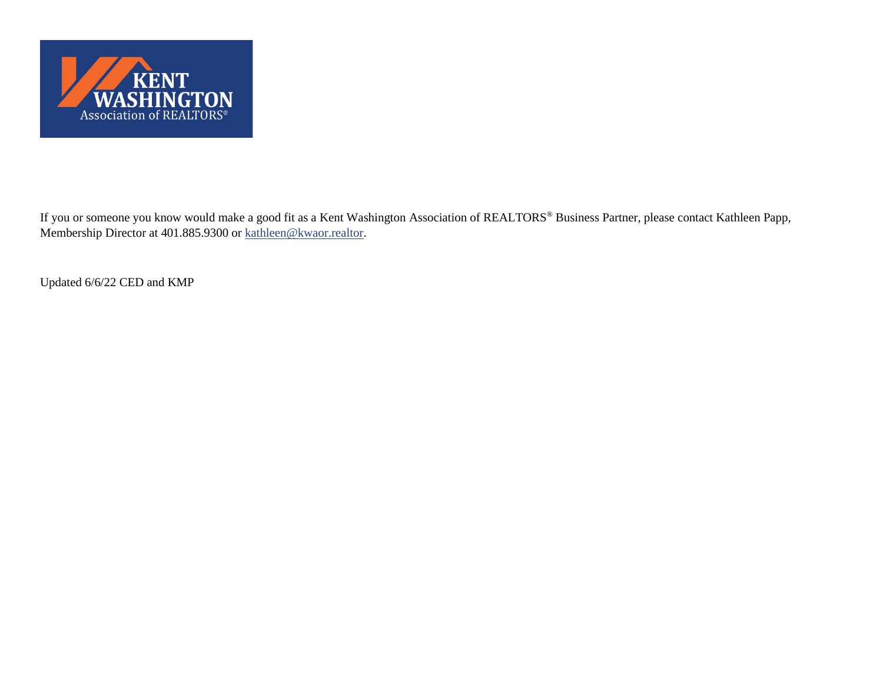If you or someone you know would make a good fit as a Kent Washington Association of REALTORS® Business Partner, please contact Kathleen Papp, Membership Director at 401.885.9300 or kathleen@kwaor.realtor.

Updated 6/6/22 CED and KMP